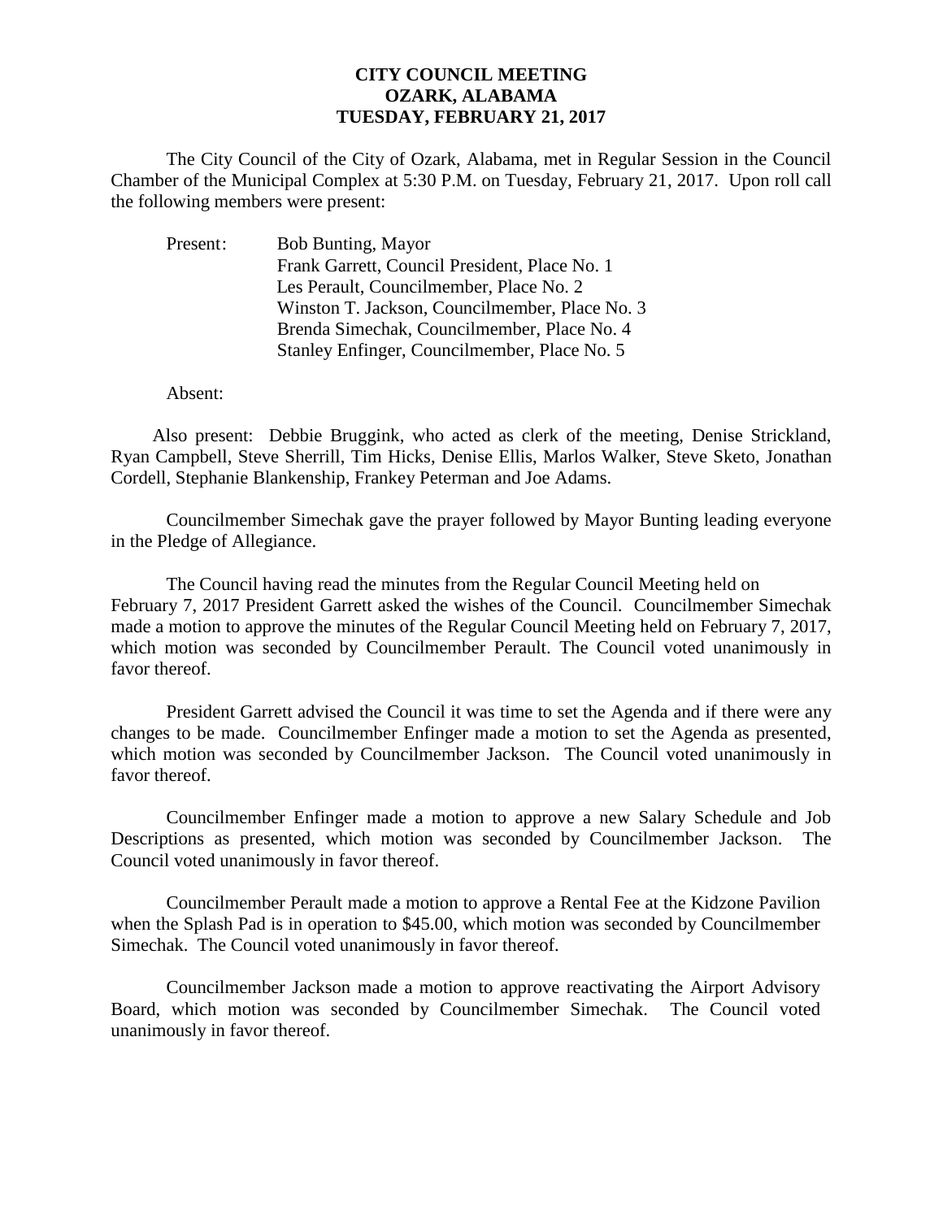# CITY COUNCIL MEETING
# OZARK, ALABAMA
# TUESDAY, FEBRUARY 21, 2017

The City Council of the City of Ozark, Alabama, met in Regular Session in the Council Chamber of the Municipal Complex at 5:30 P.M. on Tuesday, February 21, 2017. Upon roll call the following members were present:

Present:
- Bob Bunting, Mayor
- Frank Garrett, Council President, Place No. 1
- Les Perault, Councilmember, Place No. 2
- Winston T. Jackson, Councilmember, Place No. 3
- Brenda Simechak, Councilmember, Place No. 4
- Stanley Enfinger, Councilmember, Place No. 5

Absent:

Also present: Debbie Bruggink, who acted as clerk of the meeting, Denise Strickland, Ryan Campbell, Steve Sherrill, Tim Hicks, Denise Ellis, Marlos Walker, Steve Sketo, Jonathan Cordell, Stephanie Blankenship, Frankey Peterman and Joe Adams.

Councilmember Simechak gave the prayer followed by Mayor Bunting leading everyone in the Pledge of Allegiance.

The Council having read the minutes from the Regular Council Meeting held on February 7, 2017 President Garrett asked the wishes of the Council. Councilmember Simechak made a motion to approve the minutes of the Regular Council Meeting held on February 7, 2017, which motion was seconded by Councilmember Perault. The Council voted unanimously in favor thereof.

President Garrett advised the Council it was time to set the Agenda and if there were any changes to be made. Councilmember Enfinger made a motion to set the Agenda as presented, which motion was seconded by Councilmember Jackson. The Council voted unanimously in favor thereof.

Councilmember Enfinger made a motion to approve a new Salary Schedule and Job Descriptions as presented, which motion was seconded by Councilmember Jackson. The Council voted unanimously in favor thereof.

Councilmember Perault made a motion to approve a Rental Fee at the Kidzone Pavilion when the Splash Pad is in operation to $45.00, which motion was seconded by Councilmember Simechak. The Council voted unanimously in favor thereof.

Councilmember Jackson made a motion to approve reactivating the Airport Advisory Board, which motion was seconded by Councilmember Simechak. The Council voted unanimously in favor thereof.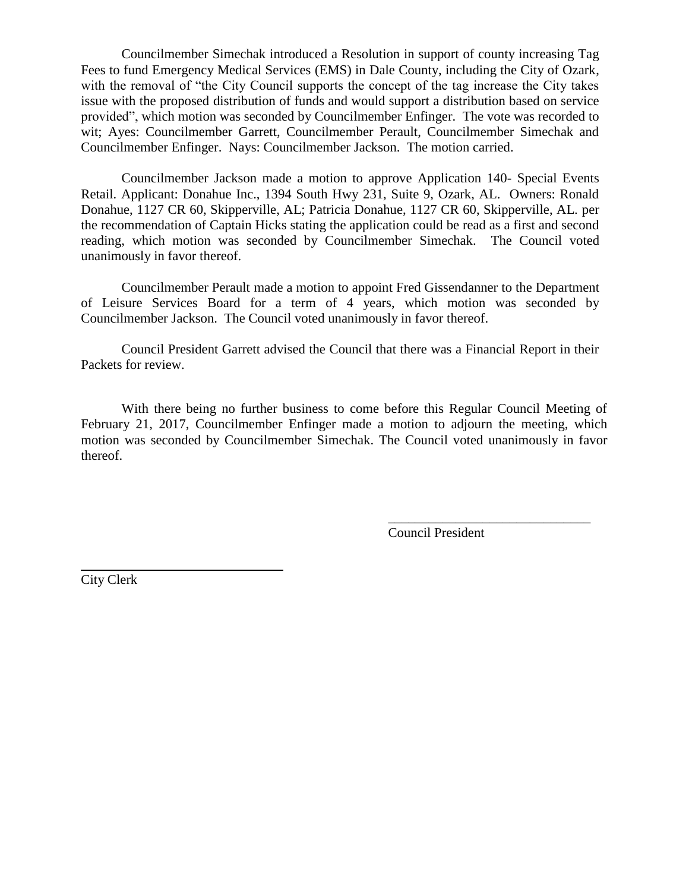Councilmember Simechak introduced a Resolution in support of county increasing Tag Fees to fund Emergency Medical Services (EMS) in Dale County, including the City of Ozark, with the removal of "the City Council supports the concept of the tag increase the City takes issue with the proposed distribution of funds and would support a distribution based on service provided", which motion was seconded by Councilmember Enfinger. The vote was recorded to wit; Ayes: Councilmember Garrett, Councilmember Perault, Councilmember Simechak and Councilmember Enfinger. Nays: Councilmember Jackson. The motion carried.

Councilmember Jackson made a motion to approve Application 140- Special Events Retail. Applicant: Donahue Inc., 1394 South Hwy 231, Suite 9, Ozark, AL. Owners: Ronald Donahue, 1127 CR 60, Skipperville, AL; Patricia Donahue, 1127 CR 60, Skipperville, AL. per the recommendation of Captain Hicks stating the application could be read as a first and second reading, which motion was seconded by Councilmember Simechak. The Council voted unanimously in favor thereof.

Councilmember Perault made a motion to appoint Fred Gissendanner to the Department of Leisure Services Board for a term of 4 years, which motion was seconded by Councilmember Jackson. The Council voted unanimously in favor thereof.

Council President Garrett advised the Council that there was a Financial Report in their Packets for review.

With there being no further business to come before this Regular Council Meeting of February 21, 2017, Councilmember Enfinger made a motion to adjourn the meeting, which motion was seconded by Councilmember Simechak. The Council voted unanimously in favor thereof.

\_\_\_\_\_\_\_\_\_\_\_\_\_\_\_\_\_\_\_\_\_\_\_\_\_\_\_\_\_\_
Council President

\_\_\_\_\_\_\_\_\_\_\_\_\_\_\_\_\_\_\_\_\_\_\_\_\_\_\_\_\_\_
City Clerk